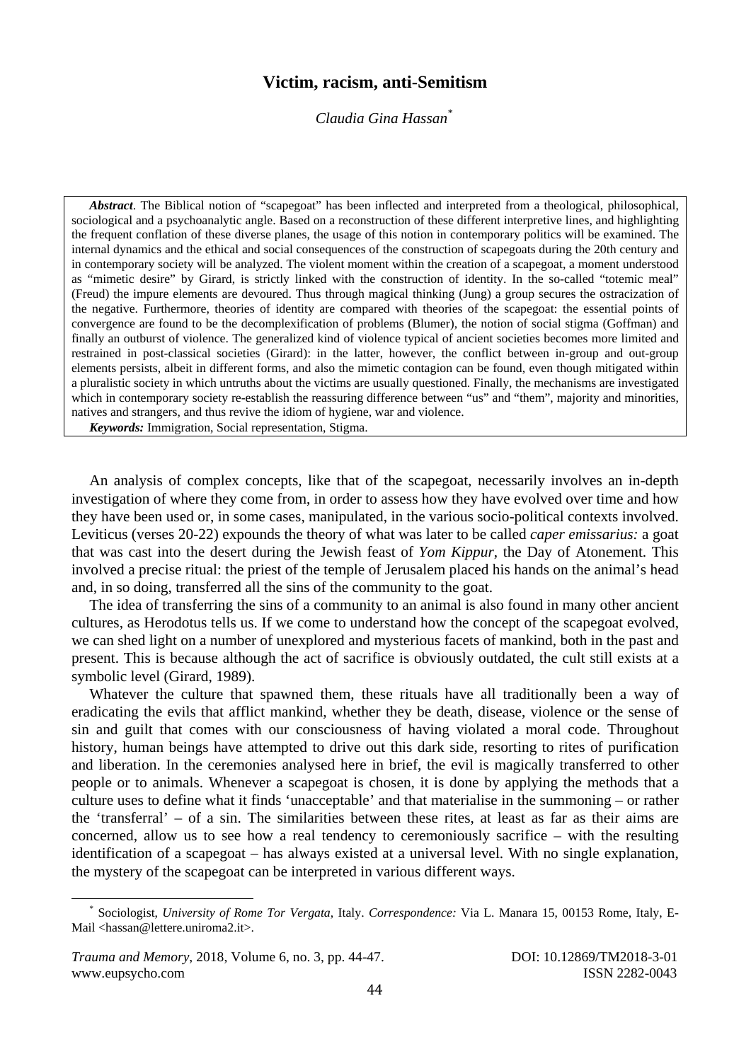# Victim, racism, anti-Semitism

*Claudia Gina Hassan*[*]

> ***Abstract*.** The Biblical notion of "scapegoat" has been inflected and interpreted from a theological, philosophical, sociological and a psychoanalytic angle. Based on a reconstruction of these different interpretive lines, and highlighting the frequent conflation of these diverse planes, the usage of this notion in contemporary politics will be examined. The internal dynamics and the ethical and social consequences of the construction of scapegoats during the 20th century and in contemporary society will be analyzed. The violent moment within the creation of a scapegoat, a moment understood as "mimetic desire" by Girard, is strictly linked with the construction of identity. In the so-called "totemic meal" (Freud) the impure elements are devoured. Thus through magical thinking (Jung) a group secures the ostracization of the negative. Furthermore, theories of identity are compared with theories of the scapegoat: the essential points of convergence are found to be the decomplexification of problems (Blumer), the notion of social stigma (Goffman) and finally an outburst of violence. The generalized kind of violence typical of ancient societies becomes more limited and restrained in post-classical societies (Girard): in the latter, however, the conflict between in-group and out-group elements persists, albeit in different forms, and also the mimetic contagion can be found, even though mitigated within a pluralistic society in which untruths about the victims are usually questioned. Finally, the mechanisms are investigated which in contemporary society re-establish the reassuring difference between "us" and "them", majority and minorities, natives and strangers, and thus revive the idiom of hygiene, war and violence.
>
> ***Keywords:*** Immigration, Social representation, Stigma.

An analysis of complex concepts, like that of the scapegoat, necessarily involves an in-depth investigation of where they come from, in order to assess how they have evolved over time and how they have been used or, in some cases, manipulated, in the various socio-political contexts involved. Leviticus (verses 20-22) expounds the theory of what was later to be called *caper emissarius:* a goat that was cast into the desert during the Jewish feast of *Yom Kippur*, the Day of Atonement. This involved a precise ritual: the priest of the temple of Jerusalem placed his hands on the animal's head and, in so doing, transferred all the sins of the community to the goat.

The idea of transferring the sins of a community to an animal is also found in many other ancient cultures, as Herodotus tells us. If we come to understand how the concept of the scapegoat evolved, we can shed light on a number of unexplored and mysterious facets of mankind, both in the past and present. This is because although the act of sacrifice is obviously outdated, the cult still exists at a symbolic level (Girard, 1989).

Whatever the culture that spawned them, these rituals have all traditionally been a way of eradicating the evils that afflict mankind, whether they be death, disease, violence or the sense of sin and guilt that comes with our consciousness of having violated a moral code. Throughout history, human beings have attempted to drive out this dark side, resorting to rites of purification and liberation. In the ceremonies analysed here in brief, the evil is magically transferred to other people or to animals. Whenever a scapegoat is chosen, it is done by applying the methods that a culture uses to define what it finds 'unacceptable' and that materialise in the summoning – or rather the 'transferral' – of a sin. The similarities between these rites, at least as far as their aims are concerned, allow us to see how a real tendency to ceremoniously sacrifice – with the resulting identification of a scapegoat – has always existed at a universal level. With no single explanation, the mystery of the scapegoat can be interpreted in various different ways.

---

[*] Sociologist, *University of Rome Tor Vergata*, Italy. *Correspondence:* Via L. Manara 15, 00153 Rome, Italy, E-Mail <hassan@lettere.uniroma2.it>.

*Trauma and Memory*, 2018, Volume 6, no. 3, pp. 44-47. DOI: 10.12869/TM2018-3-01
www.eupsycho.com ISSN 2282-0043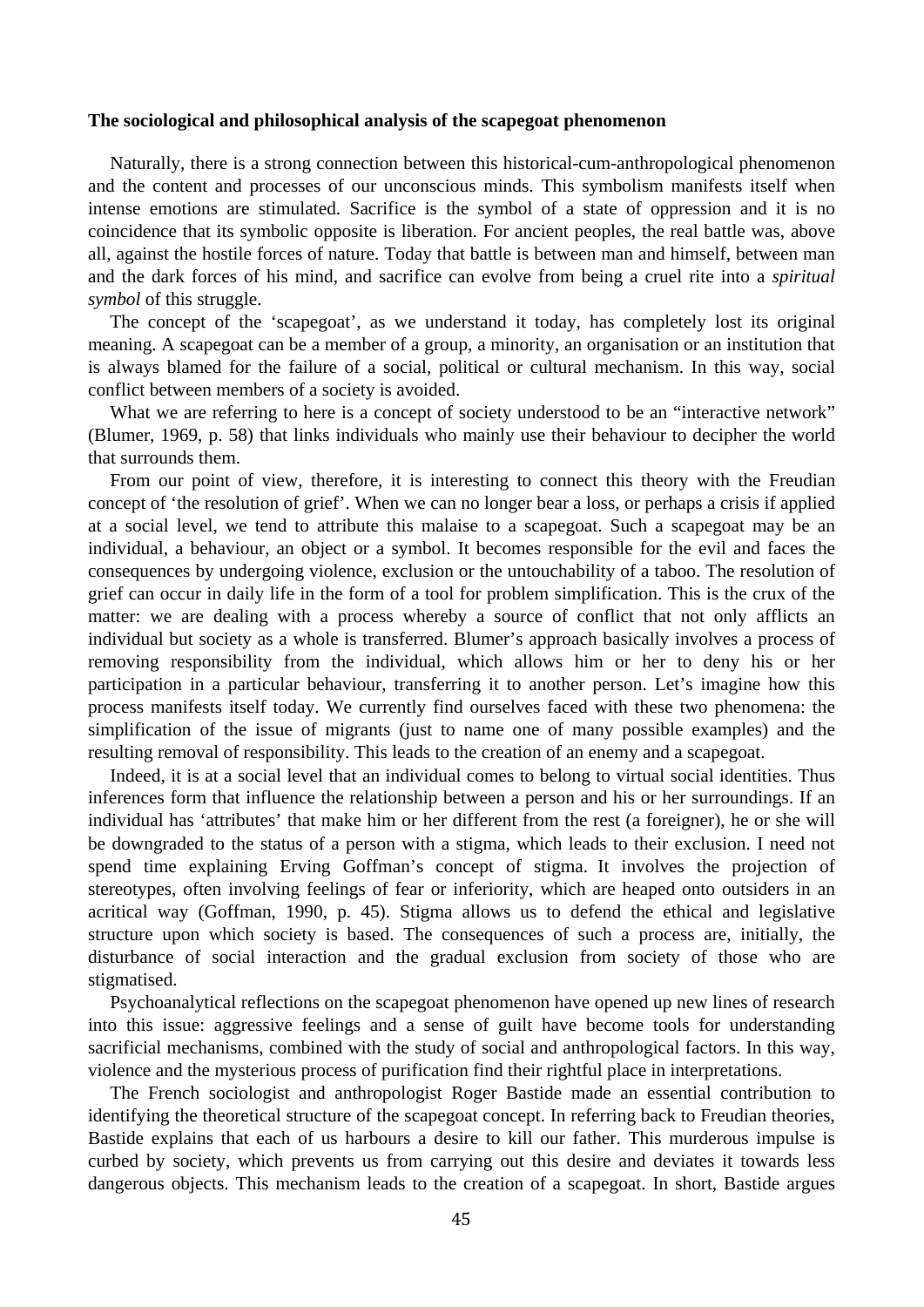**The sociological and philosophical analysis of the scapegoat phenomenon**

Naturally, there is a strong connection between this historical-cum-anthropological phenomenon and the content and processes of our unconscious minds. This symbolism manifests itself when intense emotions are stimulated. Sacrifice is the symbol of a state of oppression and it is no coincidence that its symbolic opposite is liberation. For ancient peoples, the real battle was, above all, against the hostile forces of nature. Today that battle is between man and himself, between man and the dark forces of his mind, and sacrifice can evolve from being a cruel rite into a *spiritual symbol* of this struggle.

The concept of the 'scapegoat', as we understand it today, has completely lost its original meaning. A scapegoat can be a member of a group, a minority, an organisation or an institution that is always blamed for the failure of a social, political or cultural mechanism. In this way, social conflict between members of a society is avoided.

What we are referring to here is a concept of society understood to be an "interactive network" (Blumer, 1969, p. 58) that links individuals who mainly use their behaviour to decipher the world that surrounds them.

From our point of view, therefore, it is interesting to connect this theory with the Freudian concept of 'the resolution of grief'. When we can no longer bear a loss, or perhaps a crisis if applied at a social level, we tend to attribute this malaise to a scapegoat. Such a scapegoat may be an individual, a behaviour, an object or a symbol. It becomes responsible for the evil and faces the consequences by undergoing violence, exclusion or the untouchability of a taboo. The resolution of grief can occur in daily life in the form of a tool for problem simplification. This is the crux of the matter: we are dealing with a process whereby a source of conflict that not only afflicts an individual but society as a whole is transferred. Blumer's approach basically involves a process of removing responsibility from the individual, which allows him or her to deny his or her participation in a particular behaviour, transferring it to another person. Let's imagine how this process manifests itself today. We currently find ourselves faced with these two phenomena: the simplification of the issue of migrants (just to name one of many possible examples) and the resulting removal of responsibility. This leads to the creation of an enemy and a scapegoat.

Indeed, it is at a social level that an individual comes to belong to virtual social identities. Thus inferences form that influence the relationship between a person and his or her surroundings. If an individual has 'attributes' that make him or her different from the rest (a foreigner), he or she will be downgraded to the status of a person with a stigma, which leads to their exclusion. I need not spend time explaining Erving Goffman's concept of stigma. It involves the projection of stereotypes, often involving feelings of fear or inferiority, which are heaped onto outsiders in an acritical way (Goffman, 1990, p. 45). Stigma allows us to defend the ethical and legislative structure upon which society is based. The consequences of such a process are, initially, the disturbance of social interaction and the gradual exclusion from society of those who are stigmatised.

Psychoanalytical reflections on the scapegoat phenomenon have opened up new lines of research into this issue: aggressive feelings and a sense of guilt have become tools for understanding sacrificial mechanisms, combined with the study of social and anthropological factors. In this way, violence and the mysterious process of purification find their rightful place in interpretations.

The French sociologist and anthropologist Roger Bastide made an essential contribution to identifying the theoretical structure of the scapegoat concept. In referring back to Freudian theories, Bastide explains that each of us harbours a desire to kill our father. This murderous impulse is curbed by society, which prevents us from carrying out this desire and deviates it towards less dangerous objects. This mechanism leads to the creation of a scapegoat. In short, Bastide argues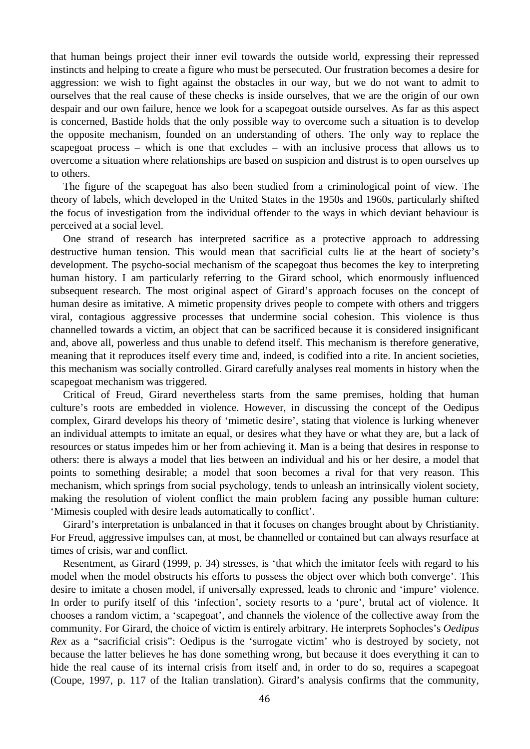that human beings project their inner evil towards the outside world, expressing their repressed instincts and helping to create a figure who must be persecuted. Our frustration becomes a desire for aggression: we wish to fight against the obstacles in our way, but we do not want to admit to ourselves that the real cause of these checks is inside ourselves, that we are the origin of our own despair and our own failure, hence we look for a scapegoat outside ourselves. As far as this aspect is concerned, Bastide holds that the only possible way to overcome such a situation is to develop the opposite mechanism, founded on an understanding of others. The only way to replace the scapegoat process – which is one that excludes – with an inclusive process that allows us to overcome a situation where relationships are based on suspicion and distrust is to open ourselves up to others.

The figure of the scapegoat has also been studied from a criminological point of view. The theory of labels, which developed in the United States in the 1950s and 1960s, particularly shifted the focus of investigation from the individual offender to the ways in which deviant behaviour is perceived at a social level.

One strand of research has interpreted sacrifice as a protective approach to addressing destructive human tension. This would mean that sacrificial cults lie at the heart of society's development. The psycho-social mechanism of the scapegoat thus becomes the key to interpreting human history. I am particularly referring to the Girard school, which enormously influenced subsequent research. The most original aspect of Girard's approach focuses on the concept of human desire as imitative. A mimetic propensity drives people to compete with others and triggers viral, contagious aggressive processes that undermine social cohesion. This violence is thus channelled towards a victim, an object that can be sacrificed because it is considered insignificant and, above all, powerless and thus unable to defend itself. This mechanism is therefore generative, meaning that it reproduces itself every time and, indeed, is codified into a rite. In ancient societies, this mechanism was socially controlled. Girard carefully analyses real moments in history when the scapegoat mechanism was triggered.

Critical of Freud, Girard nevertheless starts from the same premises, holding that human culture's roots are embedded in violence. However, in discussing the concept of the Oedipus complex, Girard develops his theory of 'mimetic desire', stating that violence is lurking whenever an individual attempts to imitate an equal, or desires what they have or what they are, but a lack of resources or status impedes him or her from achieving it. Man is a being that desires in response to others: there is always a model that lies between an individual and his or her desire, a model that points to something desirable; a model that soon becomes a rival for that very reason. This mechanism, which springs from social psychology, tends to unleash an intrinsically violent society, making the resolution of violent conflict the main problem facing any possible human culture: 'Mimesis coupled with desire leads automatically to conflict'.

Girard's interpretation is unbalanced in that it focuses on changes brought about by Christianity. For Freud, aggressive impulses can, at most, be channelled or contained but can always resurface at times of crisis, war and conflict.

Resentment, as Girard (1999, p. 34) stresses, is 'that which the imitator feels with regard to his model when the model obstructs his efforts to possess the object over which both converge'. This desire to imitate a chosen model, if universally expressed, leads to chronic and 'impure' violence. In order to purify itself of this 'infection', society resorts to a 'pure', brutal act of violence. It chooses a random victim, a 'scapegoat', and channels the violence of the collective away from the community. For Girard, the choice of victim is entirely arbitrary. He interprets Sophocles's *Oedipus Rex* as a "sacrificial crisis": Oedipus is the 'surrogate victim' who is destroyed by society, not because the latter believes he has done something wrong, but because it does everything it can to hide the real cause of its internal crisis from itself and, in order to do so, requires a scapegoat (Coupe, 1997, p. 117 of the Italian translation). Girard's analysis confirms that the community,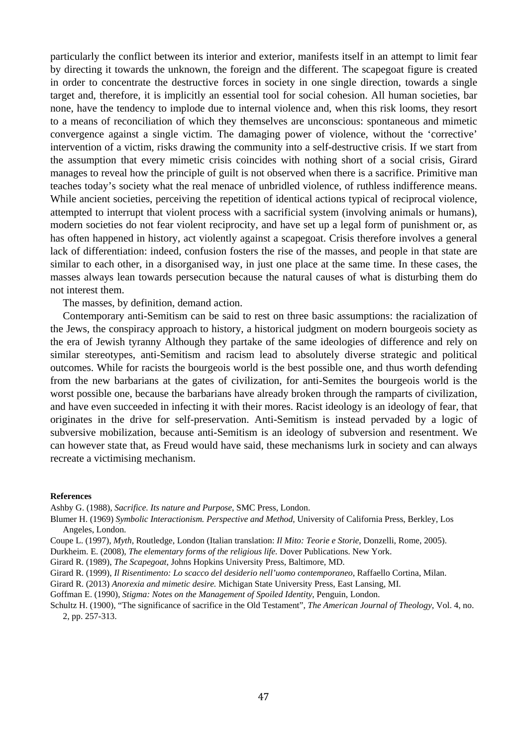particularly the conflict between its interior and exterior, manifests itself in an attempt to limit fear by directing it towards the unknown, the foreign and the different. The scapegoat figure is created in order to concentrate the destructive forces in society in one single direction, towards a single target and, therefore, it is implicitly an essential tool for social cohesion. All human societies, bar none, have the tendency to implode due to internal violence and, when this risk looms, they resort to a means of reconciliation of which they themselves are unconscious: spontaneous and mimetic convergence against a single victim. The damaging power of violence, without the 'corrective' intervention of a victim, risks drawing the community into a self-destructive crisis. If we start from the assumption that every mimetic crisis coincides with nothing short of a social crisis, Girard manages to reveal how the principle of guilt is not observed when there is a sacrifice. Primitive man teaches today's society what the real menace of unbridled violence, of ruthless indifference means. While ancient societies, perceiving the repetition of identical actions typical of reciprocal violence, attempted to interrupt that violent process with a sacrificial system (involving animals or humans), modern societies do not fear violent reciprocity, and have set up a legal form of punishment or, as has often happened in history, act violently against a scapegoat. Crisis therefore involves a general lack of differentiation: indeed, confusion fosters the rise of the masses, and people in that state are similar to each other, in a disorganised way, in just one place at the same time. In these cases, the masses always lean towards persecution because the natural causes of what is disturbing them do not interest them.

The masses, by definition, demand action.

Contemporary anti-Semitism can be said to rest on three basic assumptions: the racialization of the Jews, the conspiracy approach to history, a historical judgment on modern bourgeois society as the era of Jewish tyranny Although they partake of the same ideologies of difference and rely on similar stereotypes, anti-Semitism and racism lead to absolutely diverse strategic and political outcomes. While for racists the bourgeois world is the best possible one, and thus worth defending from the new barbarians at the gates of civilization, for anti-Semites the bourgeois world is the worst possible one, because the barbarians have already broken through the ramparts of civilization, and have even succeeded in infecting it with their mores. Racist ideology is an ideology of fear, that originates in the drive for self-preservation. Anti-Semitism is instead pervaded by a logic of subversive mobilization, because anti-Semitism is an ideology of subversion and resentment. We can however state that, as Freud would have said, these mechanisms lurk in society and can always recreate a victimising mechanism.

**References**

Ashby G. (1988), *Sacrifice. Its nature and Purpose*, SMC Press, London.

Blumer H. (1969) *Symbolic Interactionism. Perspective and Method*, University of California Press, Berkley, Los Angeles, London.

Coupe L. (1997), *Myth*, Routledge, London (Italian translation: *Il Mito: Teorie e Storie*, Donzelli, Rome, 2005).

Durkheim. E. (2008), *The elementary forms of the religious life.* Dover Publications. New York.

Girard R. (1989), *The Scapegoat*, Johns Hopkins University Press, Baltimore, MD.

Girard R. (1999), *Il Risentimento: Lo scacco del desiderio nell'uomo contemporaneo*, Raffaello Cortina, Milan.

Girard R. (2013) *Anorexia and mimetic desire.* Michigan State University Press, East Lansing, MI.

Goffman E. (1990), *Stigma: Notes on the Management of Spoiled Identity*, Penguin, London.

Schultz H. (1900), "The significance of sacrifice in the Old Testament", *The American Journal of Theology*, Vol. 4, no. 2, pp. 257-313.